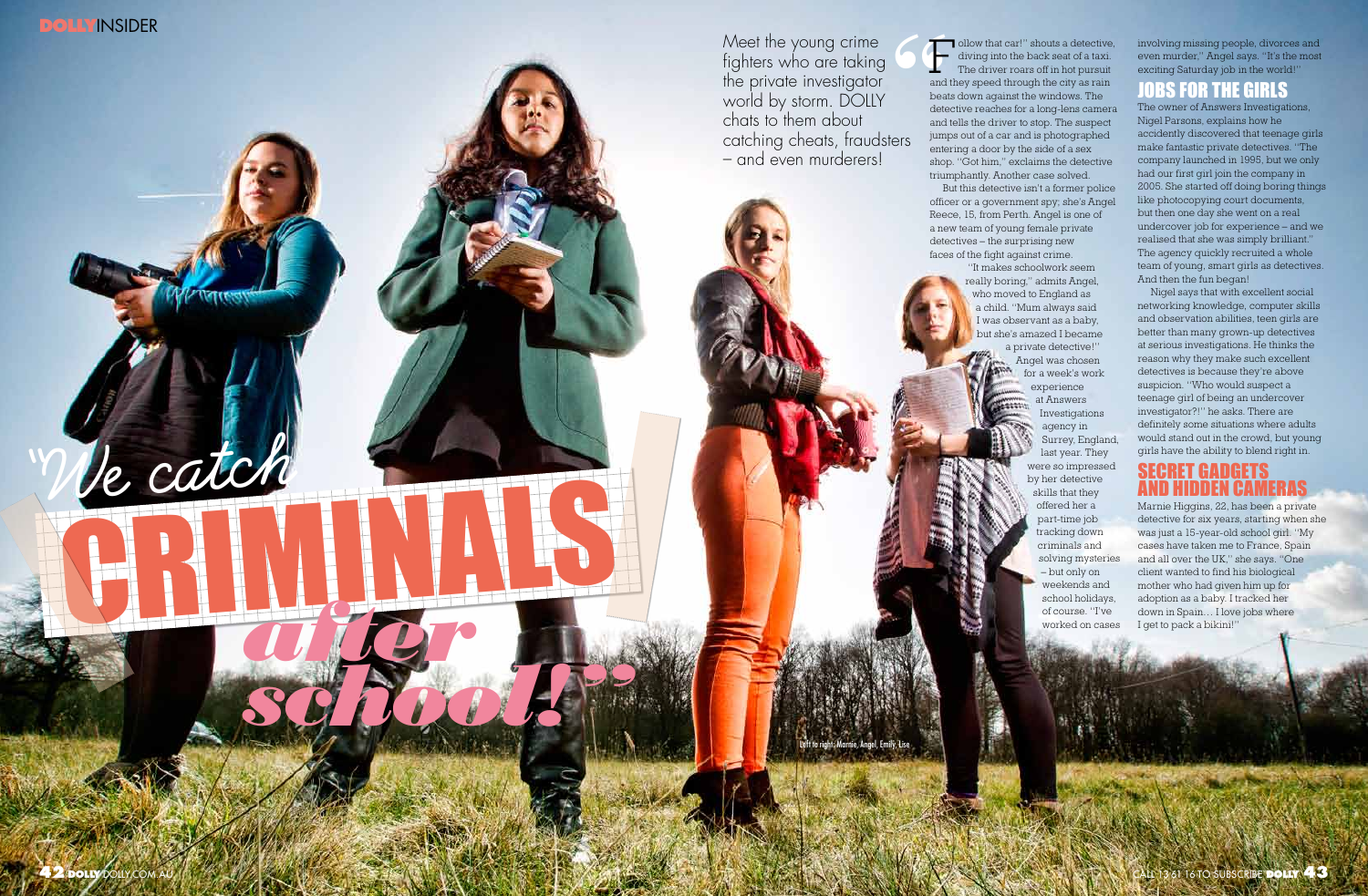# "We catch CRIMINALS after school!"

Meet the young crime fighters who are taking the private investigator world by storm. DOLLY chats to them about catching cheats, fraudsters – and even murderers!

"Follow that car!" shouts a detective, diving into the back seat of a taxi. The driver roars off in hot pursuit and they speed through the city as rain beats down against the windows. The detective reaches for a long-lens camera and tells the driver to stop. The suspect jumps out of a car and is photographed entering a door by the side of a sex shop. "Got him," exclaims the detective triumphantly. Another case solved.

But this detective isn't a former police officer or a government spy; she's Angel Reece, 15, from Perth. Angel is one of a new team of young female private detectives – the surprising new faces of the fight against crime.

"It makes schoolwork seem really boring," admits Angel, who moved to England as a child. "Mum always said I was observant as a baby, but she's amazed I became a private detective!"

Angel was chosen for a week's work experience at Answers Investigations agency in Surrey, England, last year. They were so impressed by her detective skills that they offered her a part-time job tracking down criminals and solving mysteries – but only on weekends and school holidays, of course. "I've worked on cases involving missing people, divorces and even murder," Angel says. "It's the most exciting Saturday job in the world!"

Left to right: Marnie, Angel, Emily, Lise

## JOBS FOR THE GIRLS

The owner of Answers Investigations, Nigel Parsons, explains how he accidently discovered that teenage girls make fantastic private detectives. "The company launched in 1995, but we only had our first girl join the company in 2005. She started off doing boring things like photocopying court documents, but then one day she went on a real undercover job for experience – and we realised that she was simply brilliant." The agency quickly recruited a whole team of young, smart girls as detectives. And then the fun began!

Nigel says that with excellent social networking knowledge, computer skills and observation abilities, teen girls are better than many grown-up detectives at serious investigations. He thinks the reason why they make such excellent detectives is because they're above suspicion. "Who would suspect a teenage girl of being an undercover investigator?!" he asks. There are definitely some situations where adults would stand out in the crowd, but young girls have the ability to blend right in.

## SECRET GADGETS AND HIDDEN CAMERAS

Marnie Higgins, 22, has been a private detective for six years, starting when she was just a 15-year-old school girl. "My cases have taken me to France, Spain and all over the UK," she says. "One client wanted to find his biological mother who had given him up for adoption as a baby. I tracked her down in Spain… I love jobs where I get to pack a bikini!"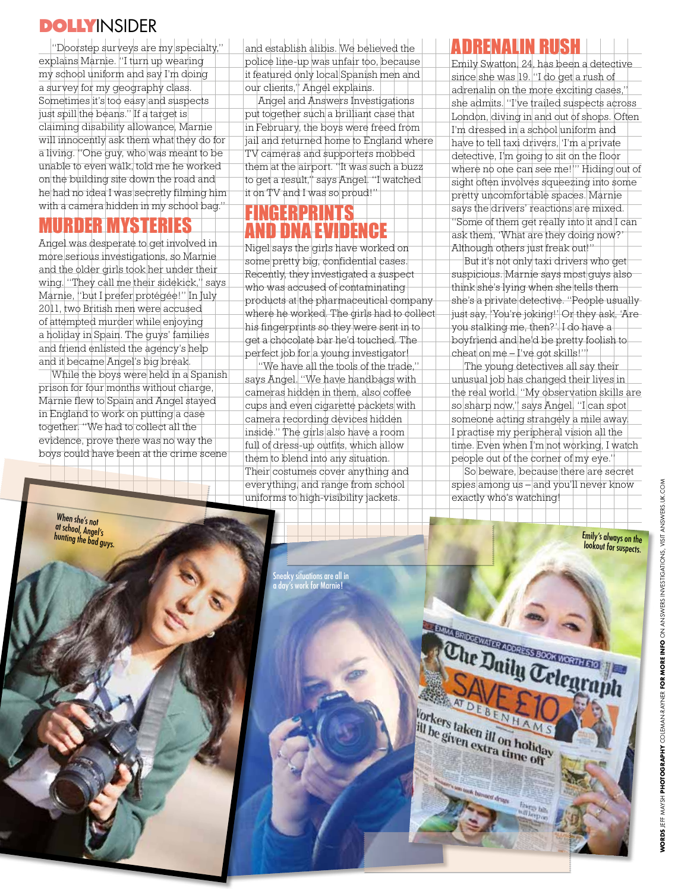"Doorstep surveys are my specialty," explains Marnie. "I turn up wearing my school uniform and say I'm doing a survey for my geography class. Sometimes it's too easy and suspects just spill the beans." If a target is claiming disability allowance, Marnie will innocently ask them what they do for a living. "One guy, who was meant to be unable to even walk, told me he worked on the building site down the road and he had no idea I was secretly filming him with a camera hidden in my school bag."

## MURDER MYSTERIES

Angel was desperate to get involved in more serious investigations, so Marnie and the older girls took her under their wing. "They call me their sidekick," says Marnie, "but I prefer protégée!" In July 2011, two British men were accused of attempted murder while enjoying a holiday in Spain. The guys' families and friend enlisted the agency's help and it became Angel's big break.

While the boys were held in a Spanish prison for four months without charge, Marnie flew to Spain and Angel stayed in England to work on putting a case together. "We had to collect all the evidence, prove there was no way the boys could have been at the crime scene and establish alibis. We believed the police line-up was unfair too, because it featured only local Spanish men and our clients," Angel explains.

Angel and Answers Investigations put together such a brilliant case that in February, the boys were freed from jail and returned home to England where TV cameras and supporters mobbed them at the airport. "It was such a buzz to get a result," says Angel. "I watched it on TV and I was so proud!"

## FINGERPRINTS AND DNA EVIDENCE

Nigel says the girls have worked on some pretty big, confidential cases. Recently, they investigated a suspect who was accused of contaminating products at the pharmaceutical company where he worked. The girls had to collect his fingerprints so they were sent in to get a chocolate bar he'd touched. The perfect job for a young investigator!

"We have all the tools of the trade," says Angel. "We have handbags with cameras hidden in them, also coffee cups and even cigarette packets with camera recording devices hidden inside." The girls also have a room full of dress-up outfits, which allow them to blend into any situation. Their costumes cover anything and everything, and range from school uniforms to high-visibility jackets.

## ADRENALIN RUSH

Emily Swatton, 24, has been a detective since she was 19. "I do get a rush of adrenalin on the more exciting cases," she admits. "I've trailed suspects across London, diving in and out of shops. Often I'm dressed in a school uniform and have to tell taxi drivers, 'I'm a private detective, I'm going to sit on the floor where no one can see me!'" Hiding out of sight often involves squeezing into some pretty uncomfortable spaces. Marnie says the drivers' reactions are mixed. "Some of them get really into it and I can ask them, 'What are they doing now?' Although others just freak out!"

But it's not only taxi drivers who get suspicious. Marnie says most guys also think she's lying when she tells them she's a private detective. "People usually just say, 'You're joking!' Or they ask, 'Are you stalking me, then?' I do have a boyfriend and he'd be pretty foolish to cheat on me – I've got skills!'"

The young detectives all say their unusual job has changed their lives in the real world. "My observation skills are so sharp now," says Angel. "I can spot someone acting strangely a mile away. I practise my peripheral vision all the time. Even when I'm not working, I watch people out of the corner of my eye."

So beware, because there are secret spies among us – and you'll never know exactly who's watching!

When she's not at school, Angel's hunting the bad guys.

Sneaky situations are all in a day's work for Marnie!

Emily's always on the lookout for suspects.

**WORDS** JEFF MAYSH **PHOTOGRAPHY** COLEMAN-RAYNER **FOR MORE INFO** ON ANSWERS INVESTIGATIONS, VISIT ANSWERS.UK.COM